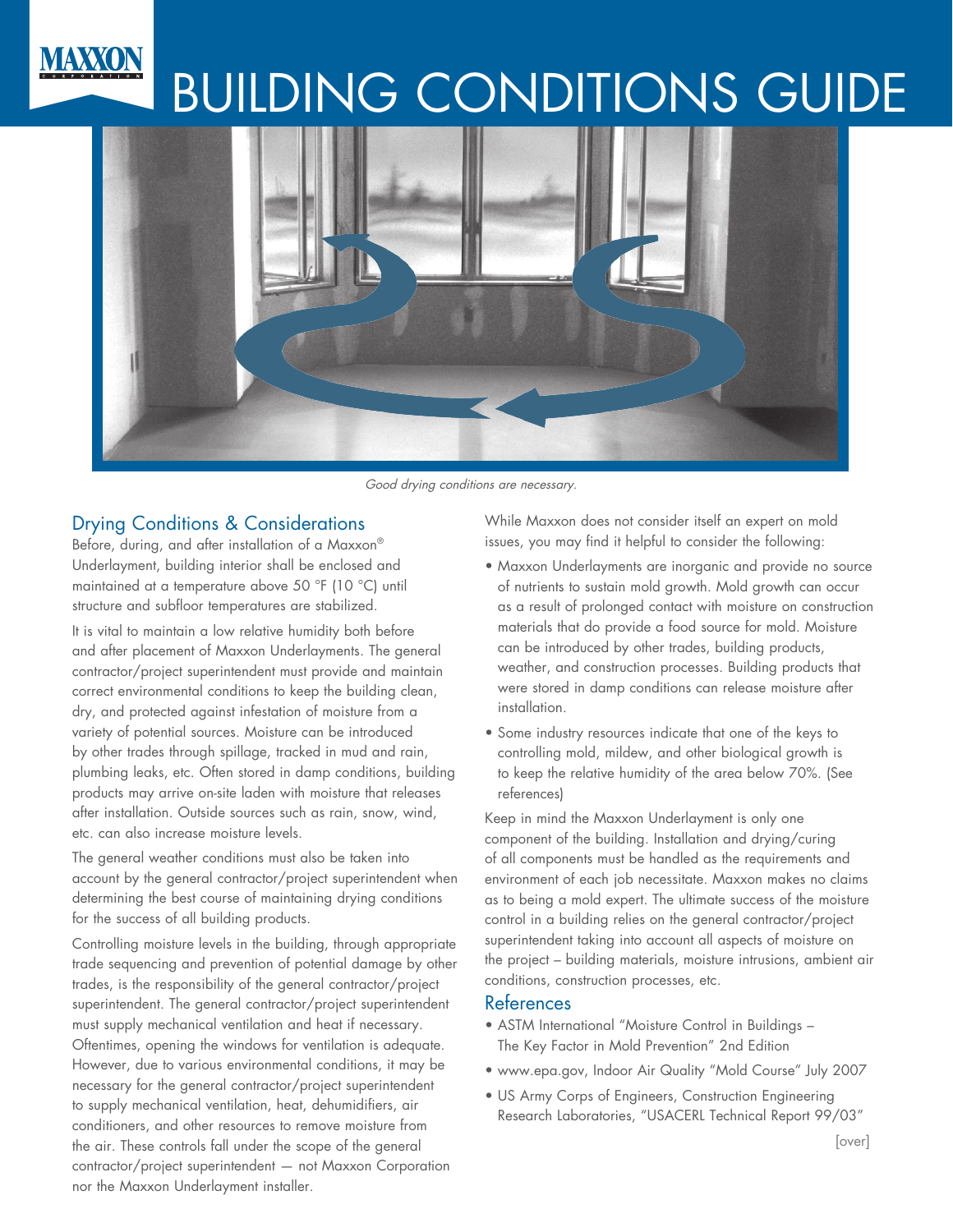# BUILDING CONDITIONS GUIDE

*Good drying conditions are necessary.*

## Drying Conditions & Considerations

Before, during, and after installation of a Maxxon® Underlayment, building interior shall be enclosed and maintained at a temperature above 50 °F (10 °C) until structure and subfloor temperatures are stabilized.

It is vital to maintain a low relative humidity both before and after placement of Maxxon Underlayments. The general contractor/project superintendent must provide and maintain correct environmental conditions to keep the building clean, dry, and protected against infestation of moisture from a variety of potential sources. Moisture can be introduced by other trades through spillage, tracked in mud and rain, plumbing leaks, etc. Often stored in damp conditions, building products may arrive on-site laden with moisture that releases after installation. Outside sources such as rain, snow, wind, etc. can also increase moisture levels.

The general weather conditions must also be taken into account by the general contractor/project superintendent when determining the best course of maintaining drying conditions for the success of all building products.

Controlling moisture levels in the building, through appropriate trade sequencing and prevention of potential damage by other trades, is the responsibility of the general contractor/project superintendent. The general contractor/project superintendent must supply mechanical ventilation and heat if necessary. Oftentimes, opening the windows for ventilation is adequate. However, due to various environmental conditions, it may be necessary for the general contractor/project superintendent to supply mechanical ventilation, heat, dehumidifiers, air conditioners, and other resources to remove moisture from the air. These controls fall under the scope of the general contractor/project superintendent — not Maxxon Corporation nor the Maxxon Underlayment installer.

While Maxxon does not consider itself an expert on mold issues, you may find it helpful to consider the following:

- Maxxon Underlayments are inorganic and provide no source of nutrients to sustain mold growth. Mold growth can occur as a result of prolonged contact with moisture on construction materials that do provide a food source for mold. Moisture can be introduced by other trades, building products, weather, and construction processes. Building products that were stored in damp conditions can release moisture after installation.
- Some industry resources indicate that one of the keys to controlling mold, mildew, and other biological growth is to keep the relative humidity of the area below 70%. (See references)

Keep in mind the Maxxon Underlayment is only one component of the building. Installation and drying/curing of all components must be handled as the requirements and environment of each job necessitate. Maxxon makes no claims as to being a mold expert. The ultimate success of the moisture control in a building relies on the general contractor/project superintendent taking into account all aspects of moisture on the project – building materials, moisture intrusions, ambient air conditions, construction processes, etc.

## References

- ASTM International "Moisture Control in Buildings – The Key Factor in Mold Prevention" 2nd Edition
- www.epa.gov, Indoor Air Quality "Mold Course" July 2007
- US Army Corps of Engineers, Construction Engineering Research Laboratories, "USACERL Technical Report 99/03"

[over]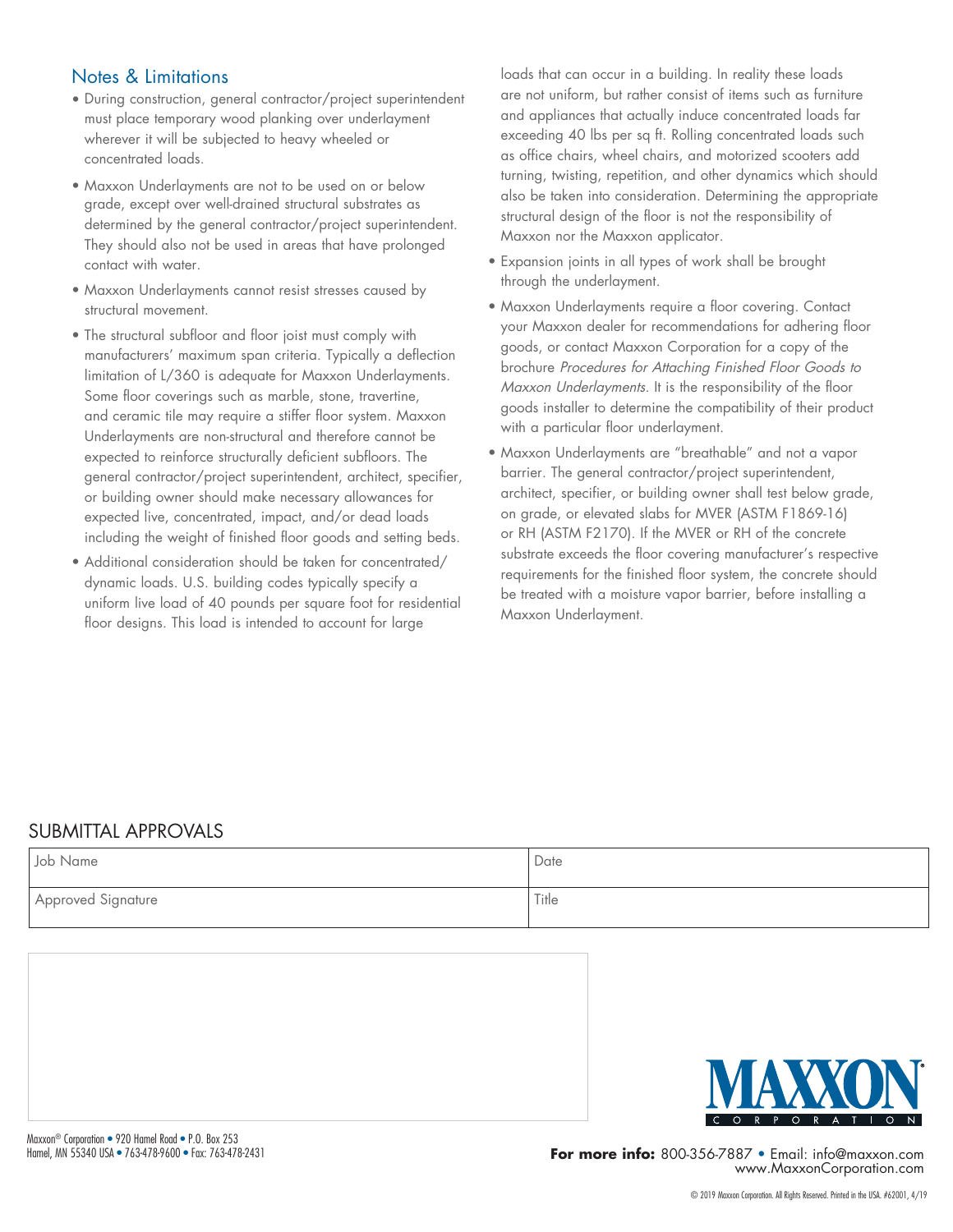## Notes & Limitations

- During construction, general contractor/project superintendent must place temporary wood planking over underlayment wherever it will be subjected to heavy wheeled or concentrated loads.
- Maxxon Underlayments are not to be used on or below grade, except over well-drained structural substrates as determined by the general contractor/project superintendent. They should also not be used in areas that have prolonged contact with water.
- Maxxon Underlayments cannot resist stresses caused by structural movement.
- The structural subfloor and floor joist must comply with manufacturers' maximum span criteria. Typically a deflection limitation of L/360 is adequate for Maxxon Underlayments. Some floor coverings such as marble, stone, travertine, and ceramic tile may require a stiffer floor system. Maxxon Underlayments are non-structural and therefore cannot be expected to reinforce structurally deficient subfloors. The general contractor/project superintendent, architect, specifier, or building owner should make necessary allowances for expected live, concentrated, impact, and/or dead loads including the weight of finished floor goods and setting beds.
- Additional consideration should be taken for concentrated/dynamic loads. U.S. building codes typically specify a uniform live load of 40 pounds per square foot for residential floor designs. This load is intended to account for large loads that can occur in a building. In reality these loads are not uniform, but rather consist of items such as furniture and appliances that actually induce concentrated loads far exceeding 40 lbs per sq ft. Rolling concentrated loads such as office chairs, wheel chairs, and motorized scooters add turning, twisting, repetition, and other dynamics which should also be taken into consideration. Determining the appropriate structural design of the floor is not the responsibility of Maxxon nor the Maxxon applicator.
- Expansion joints in all types of work shall be brought through the underlayment.
- Maxxon Underlayments require a floor covering. Contact your Maxxon dealer for recommendations for adhering floor goods, or contact Maxxon Corporation for a copy of the brochure *Procedures for Attaching Finished Floor Goods to Maxxon Underlayments*. It is the responsibility of the floor goods installer to determine the compatibility of their product with a particular floor underlayment.
- Maxxon Underlayments are "breathable" and not a vapor barrier. The general contractor/project superintendent, architect, specifier, or building owner shall test below grade, on grade, or elevated slabs for MVER (ASTM F1869-16) or RH (ASTM F2170). If the MVER or RH of the concrete substrate exceeds the floor covering manufacturer's respective requirements for the finished floor system, the concrete should be treated with a moisture vapor barrier, before installing a Maxxon Underlayment.

## SUBMITTAL APPROVALS

| | |
|---|---|
| Job Name | Date |
| Approved Signature | Title |

MAXXON CORPORATION

Maxxon® Corporation • 920 Hamel Road • P.O. Box 253
Hamel, MN 55340 USA • 763-478-9600 • Fax: 763-478-2431

**For more info:** 800-356-7887 • Email: info@maxxon.com
www.MaxxonCorporation.com

© 2019 Maxxon Corporation. All Rights Reserved. Printed in the USA. #62001, 4/19